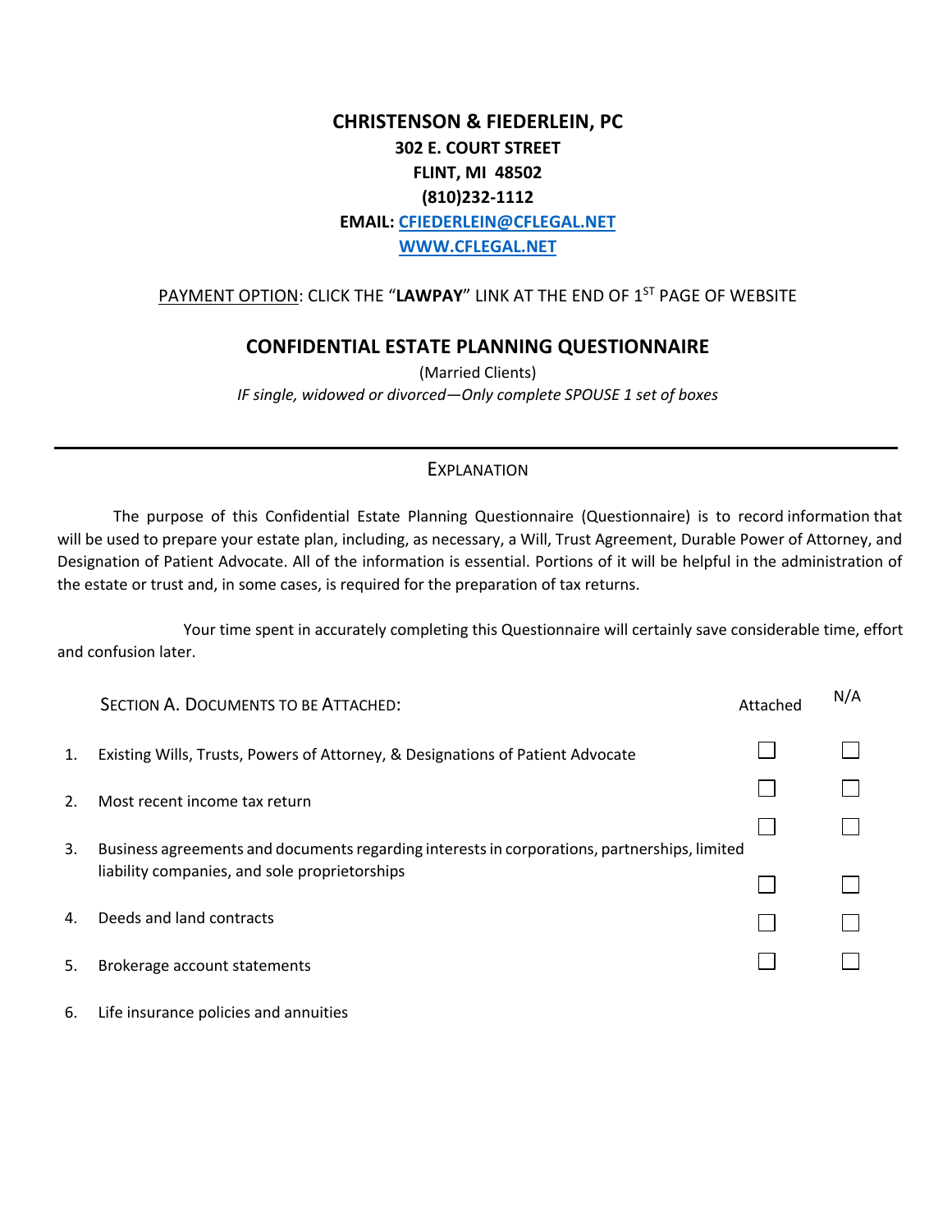# CHRISTENSON & FIEDERLEIN, PC

**302 E. COURT STREET**
**FLINT, MI 48502**
**(810)232-1112**
**EMAIL: CFIEDERLEIN@CFLEGAL.NET**
**WWW.CFLEGAL.NET**

PAYMENT OPTION: CLICK THE "**LAWPAY**" LINK AT THE END OF 1ST PAGE OF WEBSITE

## CONFIDENTIAL ESTATE PLANNING QUESTIONNAIRE

(Married Clients)

*IF single, widowed or divorced—Only complete SPOUSE 1 set of boxes*

---

### EXPLANATION

The purpose of this Confidential Estate Planning Questionnaire (Questionnaire) is to record information that will be used to prepare your estate plan, including, as necessary, a Will, Trust Agreement, Durable Power of Attorney, and Designation of Patient Advocate. All of the information is essential. Portions of it will be helpful in the administration of the estate or trust and, in some cases, is required for the preparation of tax returns.

Your time spent in accurately completing this Questionnaire will certainly save considerable time, effort and confusion later.

| SECTION A. DOCUMENTS TO BE ATTACHED: | Attached | N/A |
| --- | --- | --- |
| 1. Existing Wills, Trusts, Powers of Attorney, & Designations of Patient Advocate | ☐ | ☐ |
| 2. Most recent income tax return | ☐ | ☐ |
| 3. Business agreements and documents regarding interests in corporations, partnerships, limited liability companies, and sole proprietorships | ☐ | ☐ |
| 4. Deeds and land contracts | ☐ | ☐ |
| 5. Brokerage account statements | ☐ | ☐ |
| 6. Life insurance policies and annuities | ☐ | ☐ |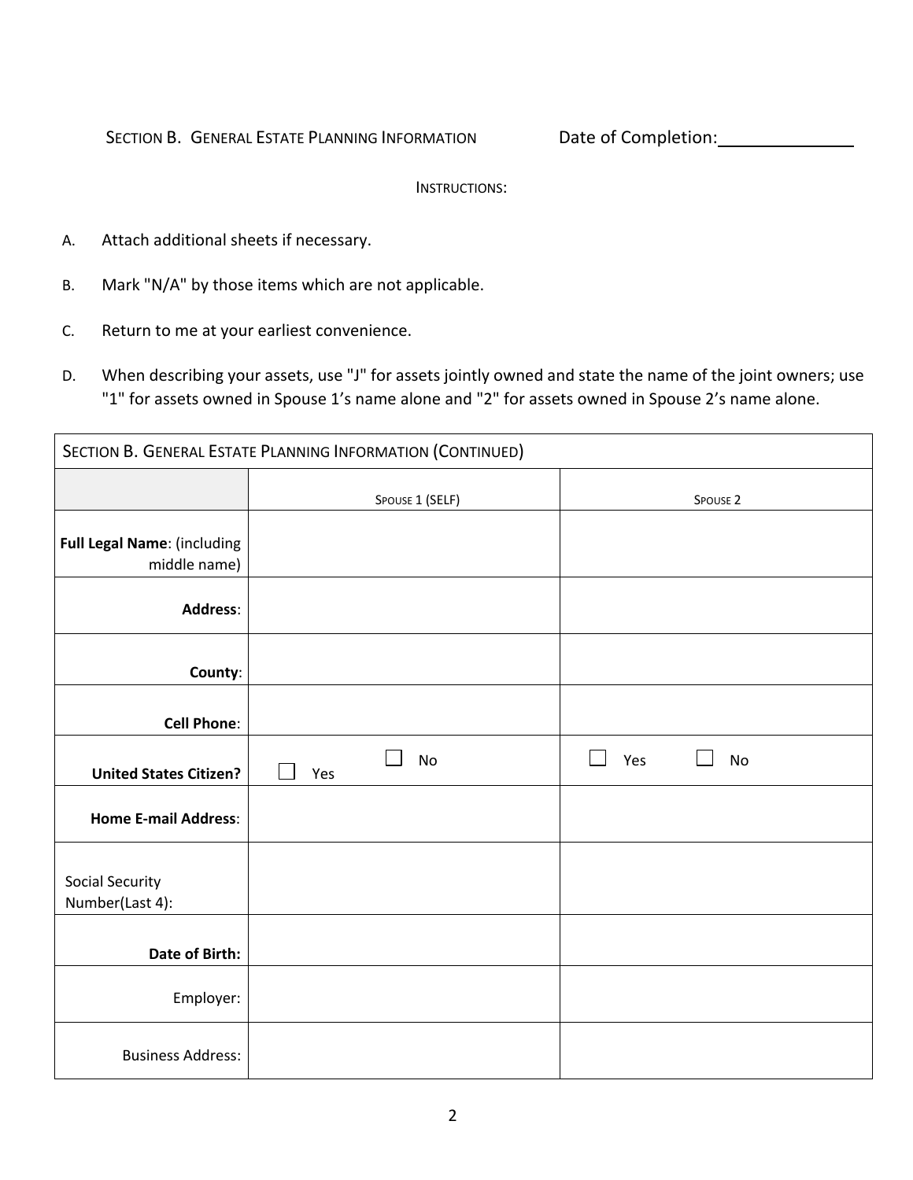## SECTION B. GENERAL ESTATE PLANNING INFORMATION

Date of Completion: ______________

INSTRUCTIONS:

A. Attach additional sheets if necessary.

B. Mark "N/A" by those items which are not applicable.

C. Return to me at your earliest convenience.

D. When describing your assets, use "J" for assets jointly owned and state the name of the joint owners; use "1" for assets owned in Spouse 1's name alone and "2" for assets owned in Spouse 2's name alone.

| SECTION B. GENERAL ESTATE PLANNING INFORMATION (CONTINUED) | | |
|---|---|---|
| | SPOUSE 1 (SELF) | SPOUSE 2 |
| **Full Legal Name**: (including middle name) | | |
| **Address**: | | |
| **County**: | | |
| **Cell Phone**: | | |
| **United States Citizen?** | ☐ Yes ☐ No | ☐ Yes ☐ No |
| **Home E-mail Address**: | | |
| Social Security Number(Last 4): | | |
| **Date of Birth:** | | |
| Employer: | | |
| Business Address: | | |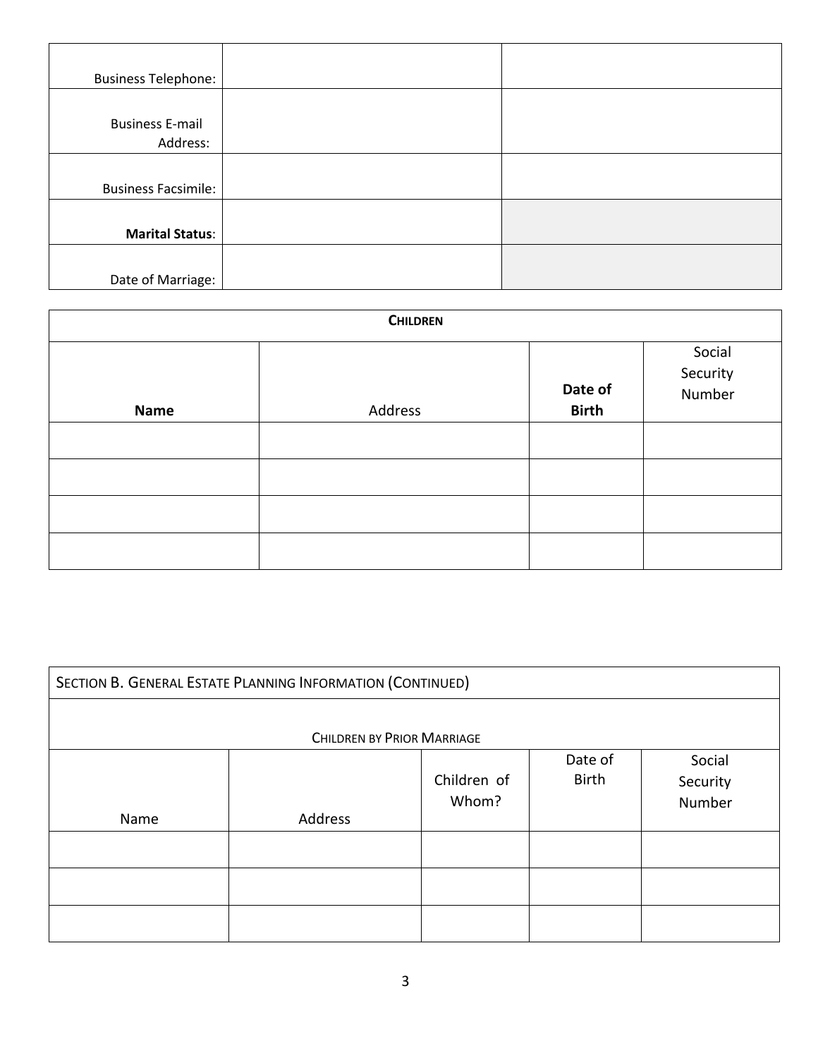| | | |
|---|---|---|
| Business Telephone: | | |
| Business E-mail Address: | | |
| Business Facsimile: | | |
| **Marital Status**: | | |
| Date of Marriage: | | |

| **CHILDREN** | | | |
|---|---|---|---|
| **Name** | Address | **Date of Birth** | Social Security Number |
| | | | |
| | | | |
| | | | |
| | | | |

| SECTION B. GENERAL ESTATE PLANNING INFORMATION (CONTINUED) | | | | |
|---|---|---|---|---|
| CHILDREN BY PRIOR MARRIAGE | | | | |
| Name | Address | Children of Whom? | Date of Birth | Social Security Number |
| | | | | |
| | | | | |
| | | | | |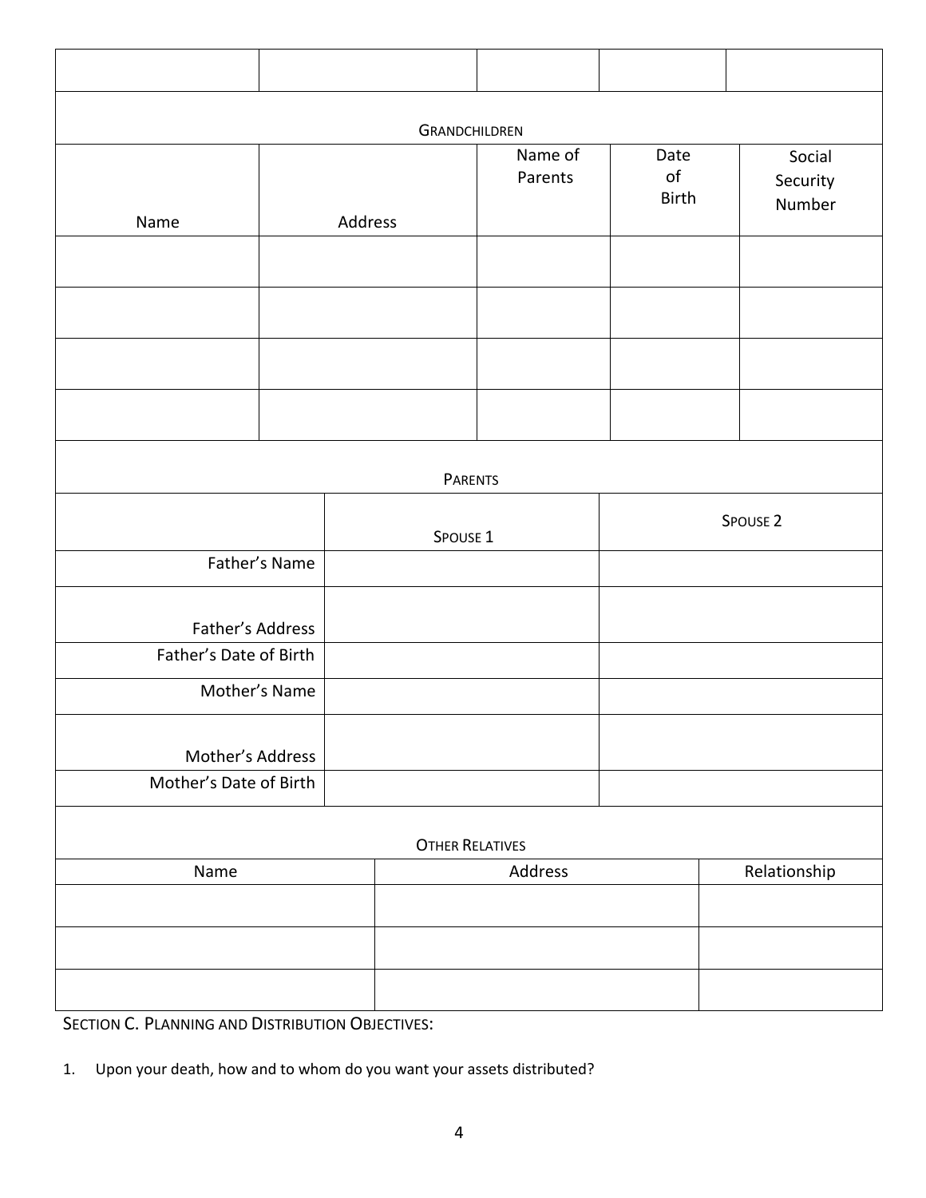| | | | | |
|---|---|---|---|---|
| | | | | |

## Grandchildren

| Name | Address | Name of Parents | Date of Birth | Social Security Number |
|---|---|---|---|---|
| | | | | |
| | | | | |
| | | | | |
| | | | | |

## Parents

| | Spouse 1 | Spouse 2 |
|---|---|---|
| Father's Name | | |
| Father's Address | | |
| Father's Date of Birth | | |
| Mother's Name | | |
| Mother's Address | | |
| Mother's Date of Birth | | |

## Other Relatives

| Name | Address | Relationship |
|---|---|---|
| | | |
| | | |
| | | |

## Section C. Planning and Distribution Objectives:

1. Upon your death, how and to whom do you want your assets distributed?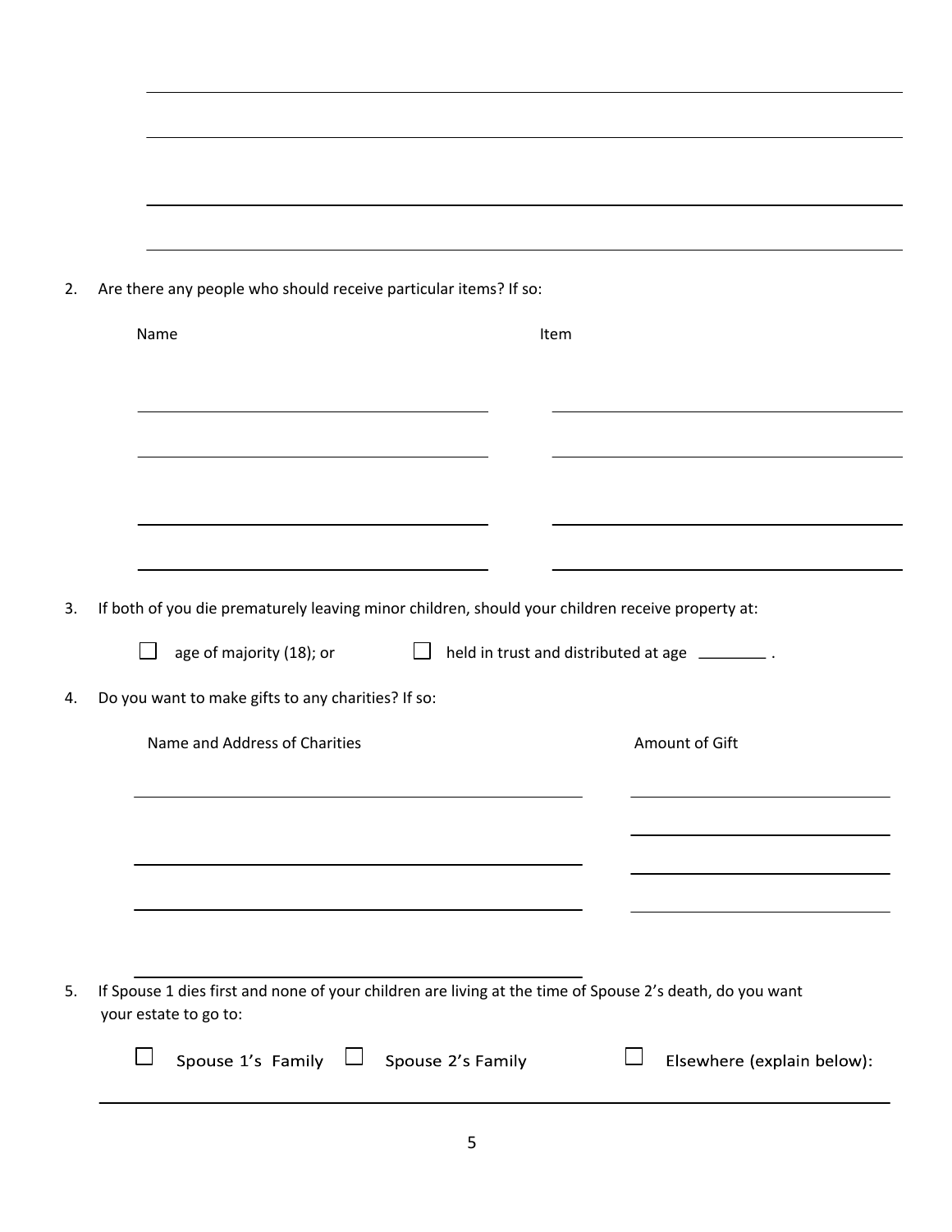2. Are there any people who should receive particular items? If so:

| Name | Item |
| --- | --- |
| | |
| | |
| | |
| | |

3. If both of you die prematurely leaving minor children, should your children receive property at:

   ☐ age of majority (18); or ☐ held in trust and distributed at age ________ .

4. Do you want to make gifts to any charities? If so:

| Name and Address of Charities | Amount of Gift |
| --- | --- |
| | |
| | |
| | |
| | |

5. If Spouse 1 dies first and none of your children are living at the time of Spouse 2's death, do you want your estate to go to:

   ☐ Spouse 1's Family ☐ Spouse 2's Family ☐ Elsewhere (explain below):

   ______________________________________________________________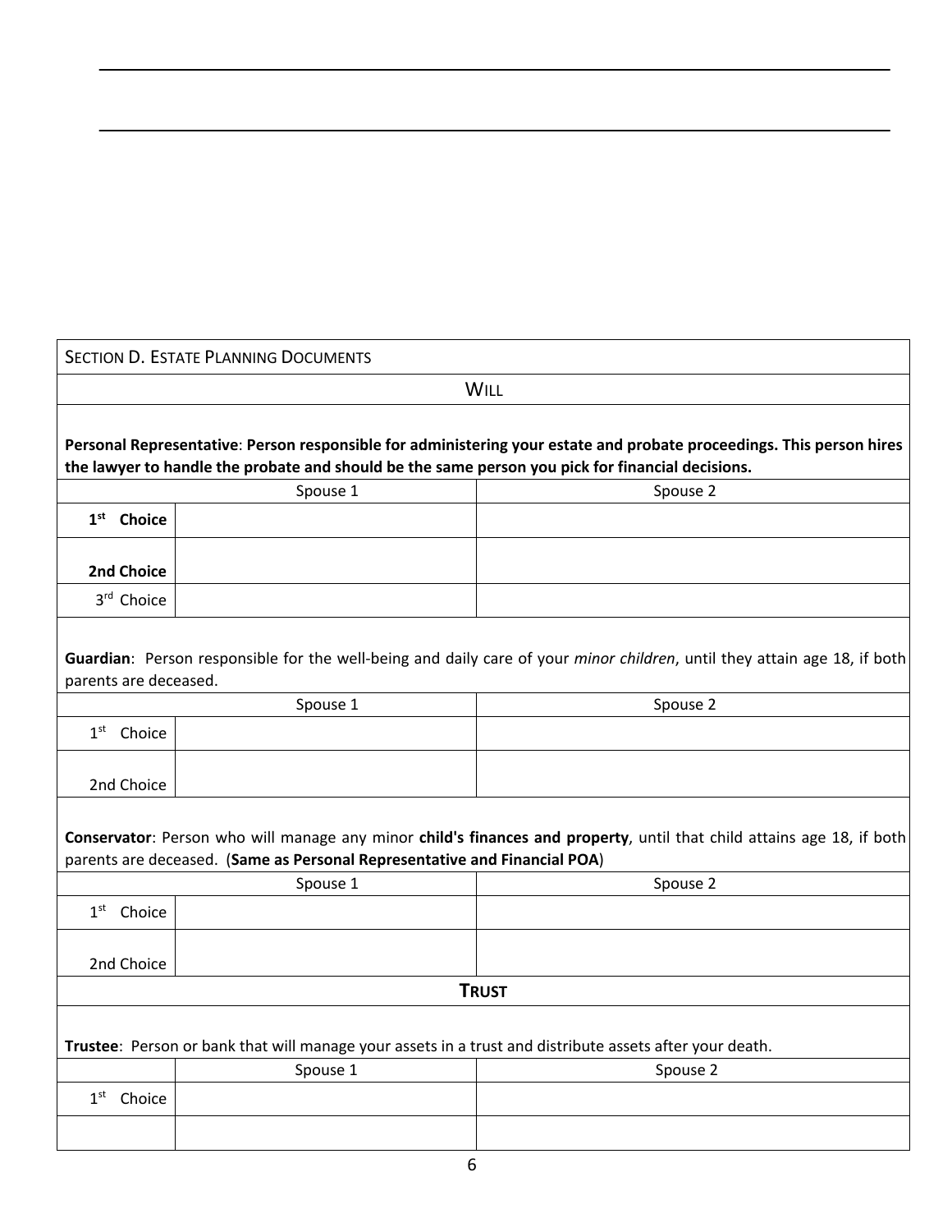## SECTION D. ESTATE PLANNING DOCUMENTS

### WILL

**Personal Representative: Person responsible for administering your estate and probate proceedings. This person hires the lawyer to handle the probate and should be the same person you pick for financial decisions.**

| | Spouse 1 | Spouse 2 |
|---|---|---|
| **1st Choice** | | |
| **2nd Choice** | | |
| 3rd Choice | | |

**Guardian**: Person responsible for the well-being and daily care of your *minor children*, until they attain age 18, if both parents are deceased.

| | Spouse 1 | Spouse 2 |
|---|---|---|
| 1st Choice | | |
| 2nd Choice | | |

**Conservator**: Person who will manage any minor **child's finances and property**, until that child attains age 18, if both parents are deceased. (**Same as Personal Representative and Financial POA**)

| | Spouse 1 | Spouse 2 |
|---|---|---|
| 1st Choice | | |
| 2nd Choice | | |

### TRUST

**Trustee**: Person or bank that will manage your assets in a trust and distribute assets after your death.

| | Spouse 1 | Spouse 2 |
|---|---|---|
| 1st Choice | | |
| | | |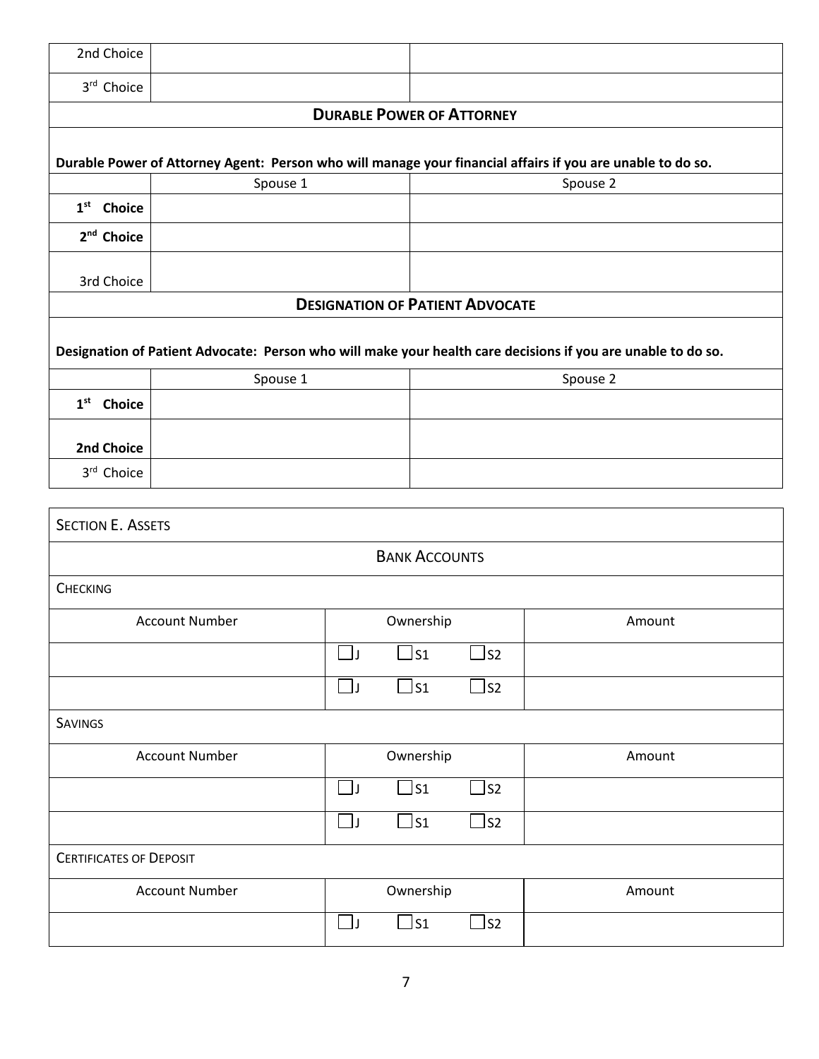| | | |
|---|---|---|
| 2nd Choice | | |
| 3rd Choice | | |

## DURABLE POWER OF ATTORNEY

**Durable Power of Attorney Agent: Person who will manage your financial affairs if you are unable to do so.**

| | Spouse 1 | Spouse 2 |
|---|---|---|
| **1st Choice** | | |
| **2nd Choice** | | |
| 3rd Choice | | |

## DESIGNATION OF PATIENT ADVOCATE

**Designation of Patient Advocate: Person who will make your health care decisions if you are unable to do so.**

| | Spouse 1 | Spouse 2 |
|---|---|---|
| **1st Choice** | | |
| **2nd Choice** | | |
| 3rd Choice | | |

## SECTION E. ASSETS

### BANK ACCOUNTS

**CHECKING**

| Account Number | Ownership | Amount |
|---|---|---|
| | ☐ J ☐ S1 ☐ S2 | |
| | ☐ J ☐ S1 ☐ S2 | |

**SAVINGS**

| Account Number | Ownership | Amount |
|---|---|---|
| | ☐ J ☐ S1 ☐ S2 | |
| | ☐ J ☐ S1 ☐ S2 | |

**CERTIFICATES OF DEPOSIT**

| Account Number | Ownership | Amount |
|---|---|---|
| | ☐ J ☐ S1 ☐ S2 | |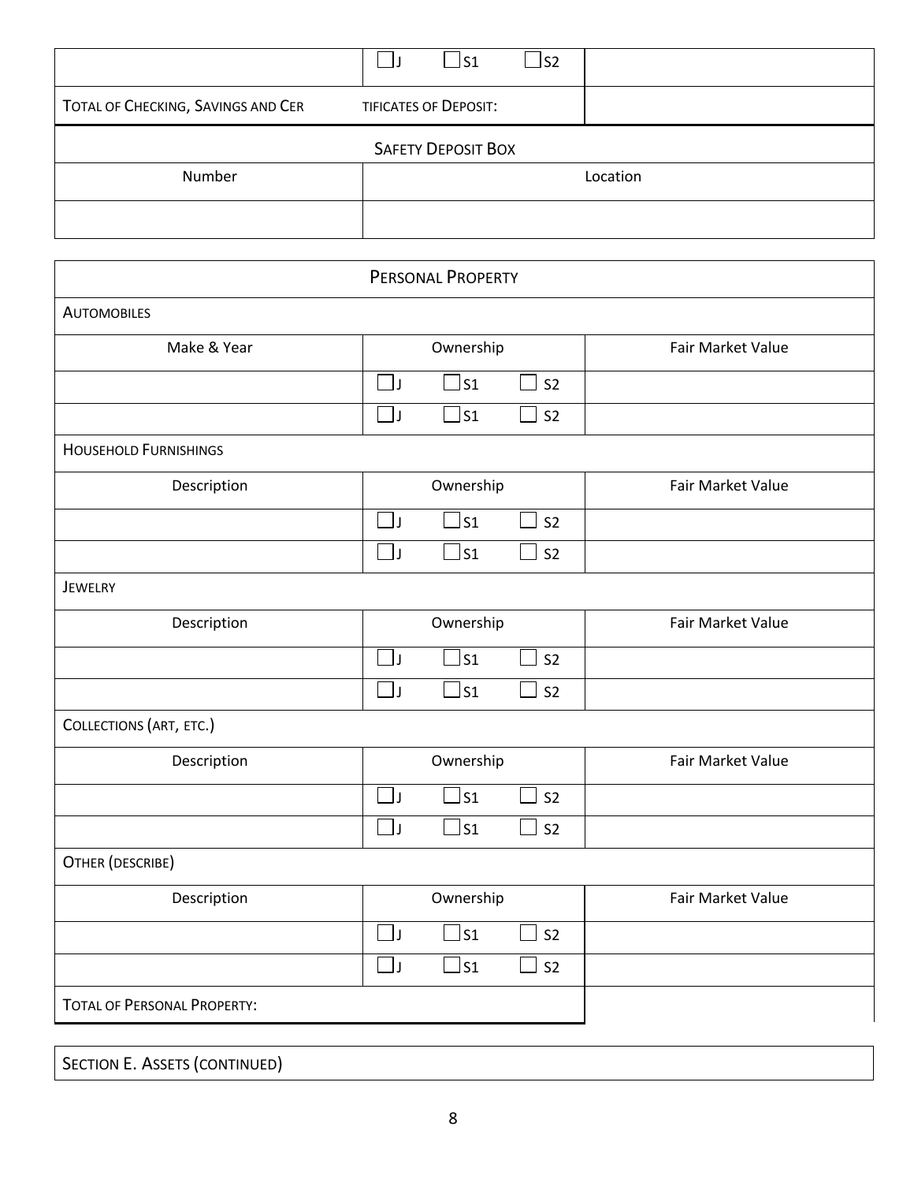| | ☐ J ☐ S1 ☐ S2 | |
|---|---|---|
| TOTAL OF CHECKING, SAVINGS AND CERTIFICATES OF DEPOSIT: | | |

| SAFETY DEPOSIT BOX | |
|---|---|
| Number | Location |
| | |

| PERSONAL PROPERTY | | |
|---|---|---|
| AUTOMOBILES | | |
| Make & Year | Ownership | Fair Market Value |
| | ☐ J ☐ S1 ☐ S2 | |
| | ☐ J ☐ S1 ☐ S2 | |
| HOUSEHOLD FURNISHINGS | | |
| Description | Ownership | Fair Market Value |
| | ☐ J ☐ S1 ☐ S2 | |
| | ☐ J ☐ S1 ☐ S2 | |
| JEWELRY | | |
| Description | Ownership | Fair Market Value |
| | ☐ J ☐ S1 ☐ S2 | |
| | ☐ J ☐ S1 ☐ S2 | |
| COLLECTIONS (ART, ETC.) | | |
| Description | Ownership | Fair Market Value |
| | ☐ J ☐ S1 ☐ S2 | |
| | ☐ J ☐ S1 ☐ S2 | |
| OTHER (DESCRIBE) | | |
| Description | Ownership | Fair Market Value |
| | ☐ J ☐ S1 ☐ S2 | |
| | ☐ J ☐ S1 ☐ S2 | |
| TOTAL OF PERSONAL PROPERTY: | | |

SECTION E. ASSETS (CONTINUED)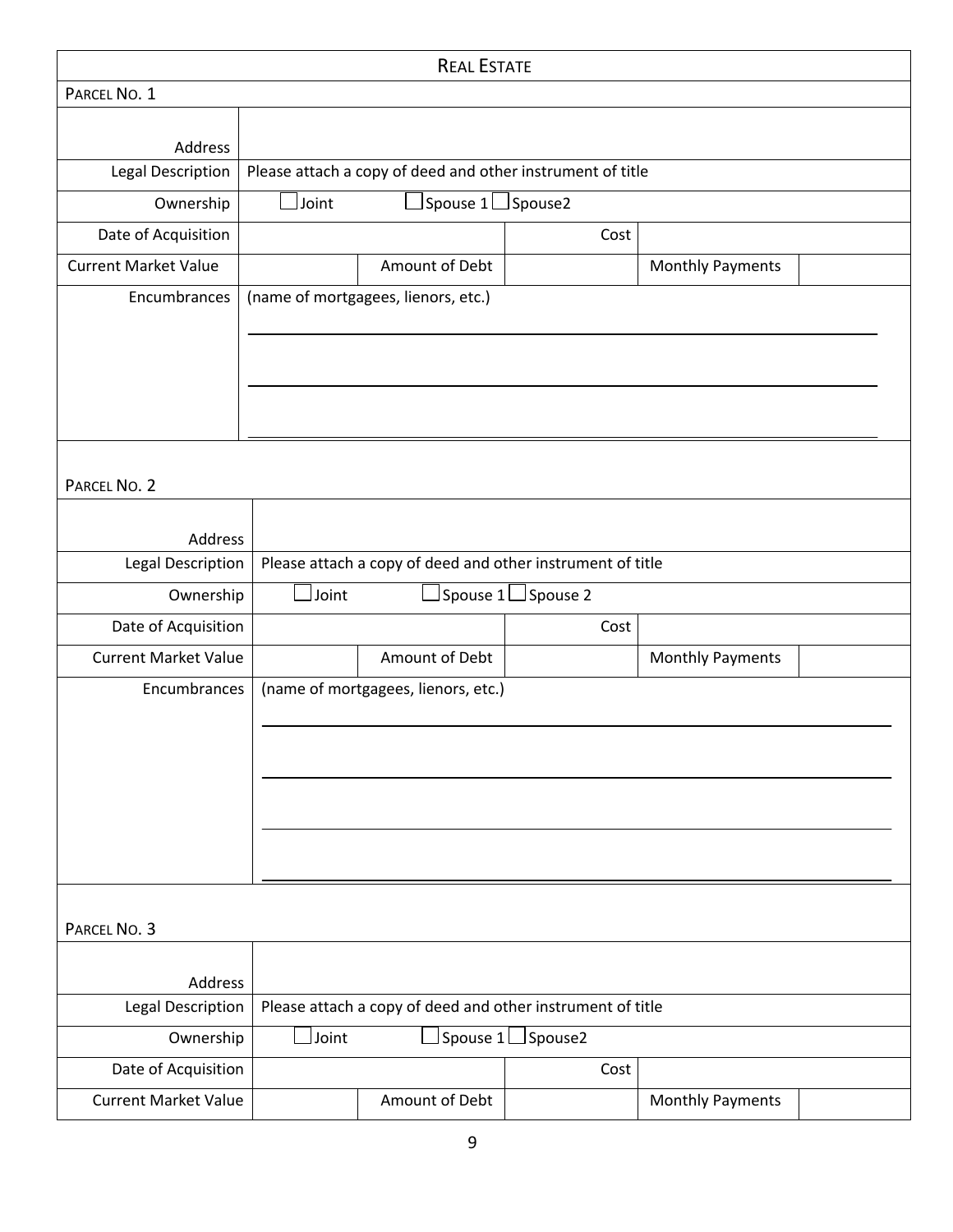## Real Estate

### Parcel No. 1

| | | | | | |
|---|---|---|---|---|---|
| Address | | | | | |
| Legal Description | Please attach a copy of deed and other instrument of title | | | | |
| Ownership | ☐ Joint | ☐ Spouse 1 ☐ Spouse2 | | | |
| Date of Acquisition | | | Cost | | |
| Current Market Value | | Amount of Debt | | Monthly Payments | |
| Encumbrances | (name of mortgagees, lienors, etc.) | | | | |

### Parcel No. 2

| | | | | | |
|---|---|---|---|---|---|
| Address | | | | | |
| Legal Description | Please attach a copy of deed and other instrument of title | | | | |
| Ownership | ☐ Joint | ☐ Spouse 1 ☐ Spouse 2 | | | |
| Date of Acquisition | | | Cost | | |
| Current Market Value | | Amount of Debt | | Monthly Payments | |
| Encumbrances | (name of mortgagees, lienors, etc.) | | | | |

### Parcel No. 3

| | | | | | |
|---|---|---|---|---|---|
| Address | | | | | |
| Legal Description | Please attach a copy of deed and other instrument of title | | | | |
| Ownership | ☐ Joint | ☐ Spouse 1 ☐ Spouse2 | | | |
| Date of Acquisition | | | Cost | | |
| Current Market Value | | Amount of Debt | | Monthly Payments | |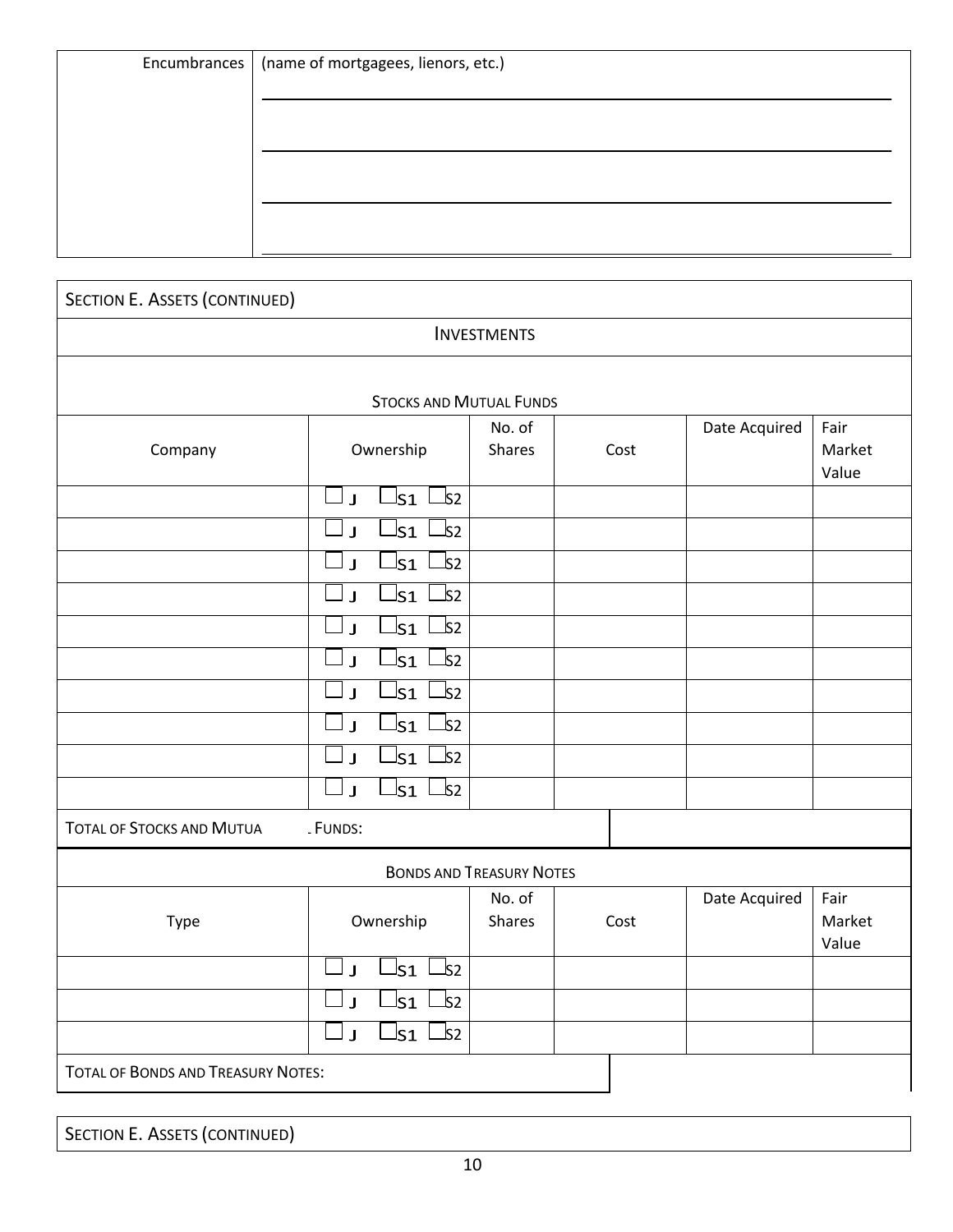| Encumbrances | (name of mortgagees, lienors, etc.) |
|---|---|
| | |
| | |
| | |
| | |

## SECTION E. ASSETS (CONTINUED)

### INVESTMENTS

#### STOCKS AND MUTUAL FUNDS

| Company | Ownership | No. of Shares | Cost | Date Acquired | Fair Market Value |
|---|---|---|---|---|---|
| | ☐ J ☐ S1 ☐ S2 | | | | |
| | ☐ J ☐ S1 ☐ S2 | | | | |
| | ☐ J ☐ S1 ☐ S2 | | | | |
| | ☐ J ☐ S1 ☐ S2 | | | | |
| | ☐ J ☐ S1 ☐ S2 | | | | |
| | ☐ J ☐ S1 ☐ S2 | | | | |
| | ☐ J ☐ S1 ☐ S2 | | | | |
| | ☐ J ☐ S1 ☐ S2 | | | | |
| | ☐ J ☐ S1 ☐ S2 | | | | |
| | ☐ J ☐ S1 ☐ S2 | | | | |
| TOTAL OF STOCKS AND MUTUAL FUNDS: | | | | | |

#### BONDS AND TREASURY NOTES

| Type | Ownership | No. of Shares | Cost | Date Acquired | Fair Market Value |
|---|---|---|---|---|---|
| | ☐ J ☐ S1 ☐ S2 | | | | |
| | ☐ J ☐ S1 ☐ S2 | | | | |
| | ☐ J ☐ S1 ☐ S2 | | | | |
| TOTAL OF BONDS AND TREASURY NOTES: | | | | | |

## SECTION E. ASSETS (CONTINUED)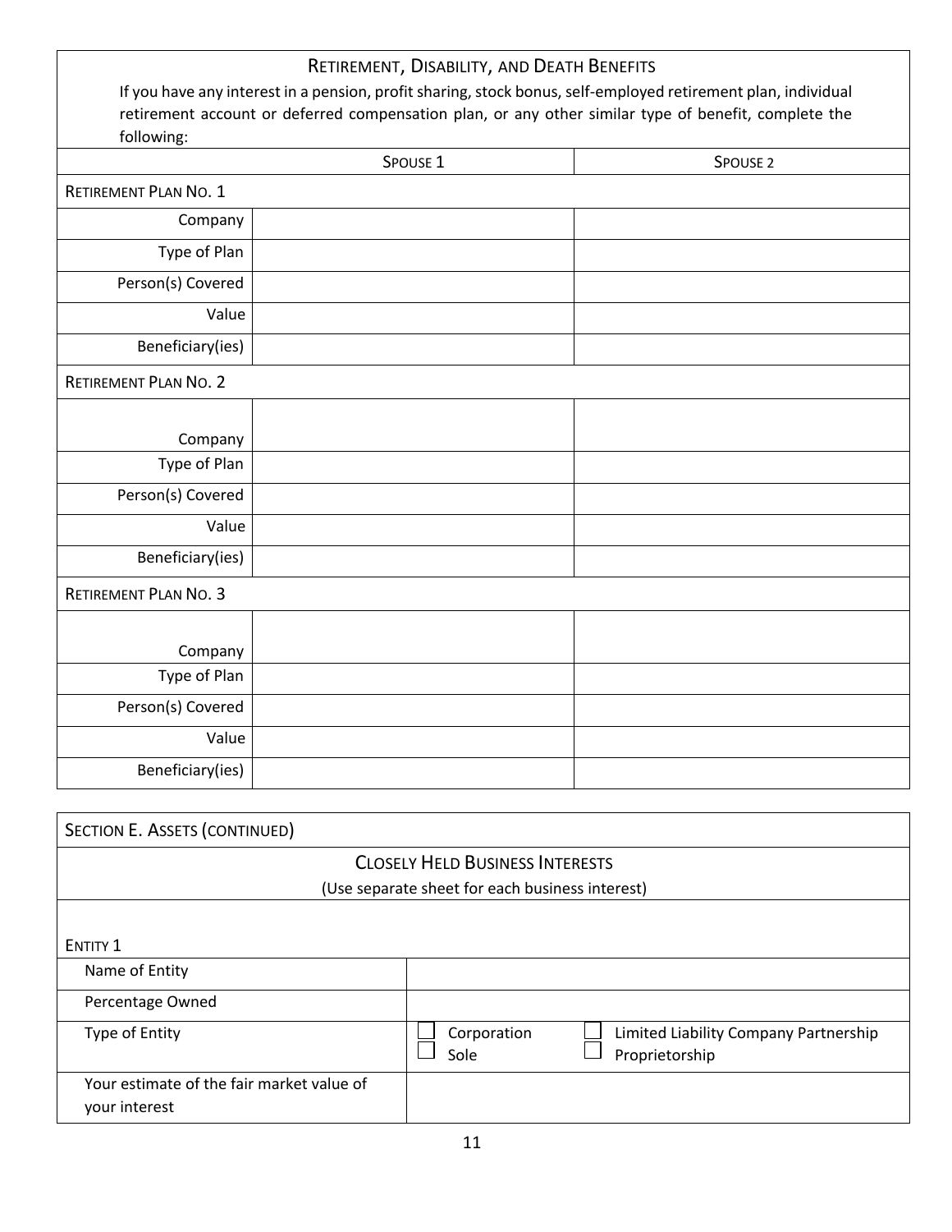## Retirement, Disability, and Death Benefits

If you have any interest in a pension, profit sharing, stock bonus, self-employed retirement plan, individual retirement account or deferred compensation plan, or any other similar type of benefit, complete the following:

| | Spouse 1 | Spouse 2 |
|---|---|---|
| **Retirement Plan No. 1** | | |
| Company | | |
| Type of Plan | | |
| Person(s) Covered | | |
| Value | | |
| Beneficiary(ies) | | |
| **Retirement Plan No. 2** | | |
| Company | | |
| Type of Plan | | |
| Person(s) Covered | | |
| Value | | |
| Beneficiary(ies) | | |
| **Retirement Plan No. 3** | | |
| Company | | |
| Type of Plan | | |
| Person(s) Covered | | |
| Value | | |
| Beneficiary(ies) | | |

## Section E. Assets (continued)

### Closely Held Business Interests

(Use separate sheet for each business interest)

| Entity 1 | |
|---|---|
| Name of Entity | |
| Percentage Owned | |
| Type of Entity | ☐ Corporation ☐ Limited Liability Company ☐ Partnership ☐ Sole Proprietorship |
| Your estimate of the fair market value of your interest | |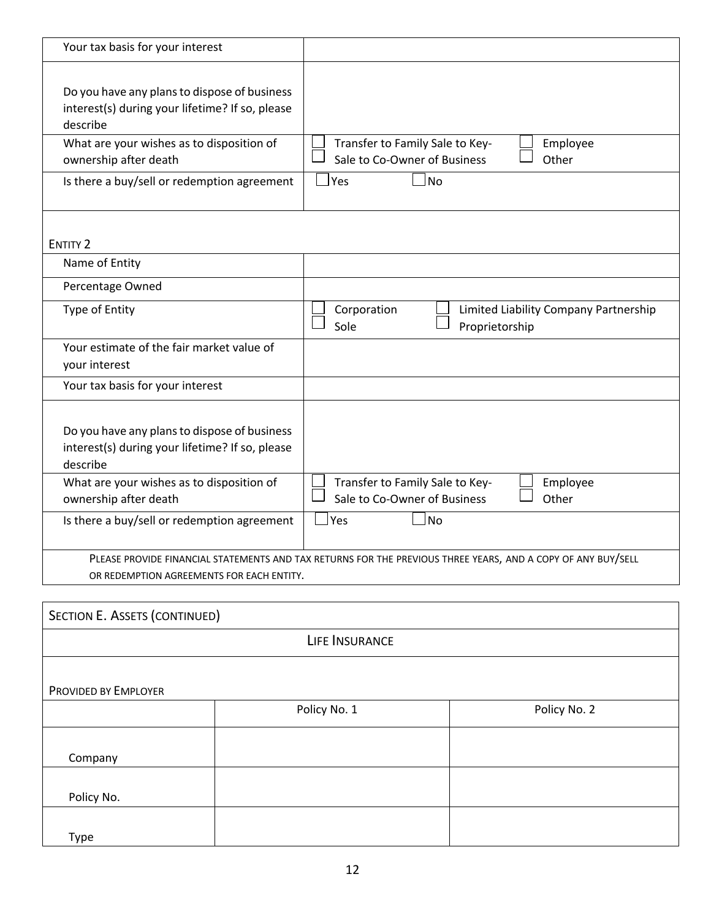| | |
|---|---|
| Your tax basis for your interest | |
| Do you have any plans to dispose of business interest(s) during your lifetime? If so, please describe | |
| What are your wishes as to disposition of ownership after death | ☐ Transfer to Family Sale to Key- ☐ Employee<br>☐ Sale to Co-Owner of Business ☐ Other |
| Is there a buy/sell or redemption agreement | ☐ Yes ☐ No |

ENTITY 2

| | |
|---|---|
| Name of Entity | |
| Percentage Owned | |
| Type of Entity | ☐ Corporation ☐ Limited Liability Company Partnership<br>☐ Sole ☐ Proprietorship |
| Your estimate of the fair market value of your interest | |
| Your tax basis for your interest | |
| Do you have any plans to dispose of business interest(s) during your lifetime? If so, please describe | |
| What are your wishes as to disposition of ownership after death | ☐ Transfer to Family Sale to Key- ☐ Employee<br>☐ Sale to Co-Owner of Business ☐ Other |
| Is there a buy/sell or redemption agreement | ☐ Yes ☐ No |

PLEASE PROVIDE FINANCIAL STATEMENTS AND TAX RETURNS FOR THE PREVIOUS THREE YEARS, AND A COPY OF ANY BUY/SELL OR REDEMPTION AGREEMENTS FOR EACH ENTITY.

## SECTION E. ASSETS (CONTINUED)

### LIFE INSURANCE

PROVIDED BY EMPLOYER

| | Policy No. 1 | Policy No. 2 |
|---|---|---|
| Company | | |
| Policy No. | | |
| Type | | |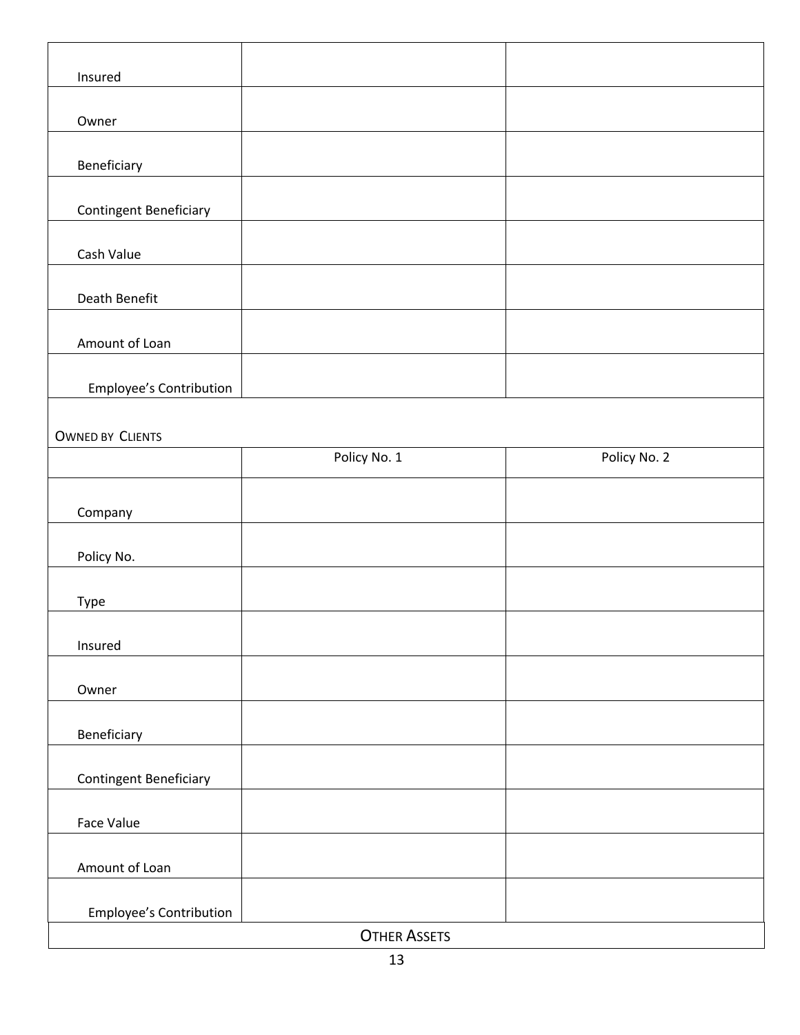| | | |
|---|---|---|
| Insured | | |
| Owner | | |
| Beneficiary | | |
| Contingent Beneficiary | | |
| Cash Value | | |
| Death Benefit | | |
| Amount of Loan | | |
| Employee's Contribution | | |

OWNED BY CLIENTS

| | Policy No. 1 | Policy No. 2 |
|---|---|---|
| Company | | |
| Policy No. | | |
| Type | | |
| Insured | | |
| Owner | | |
| Beneficiary | | |
| Contingent Beneficiary | | |
| Face Value | | |
| Amount of Loan | | |
| Employee's Contribution | | |

OTHER ASSETS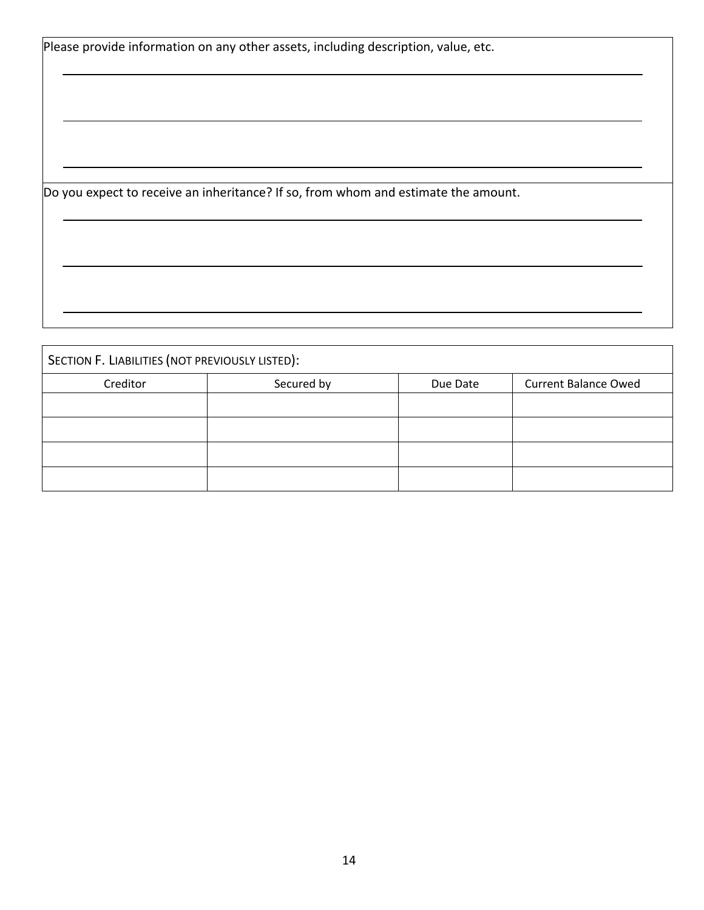Please provide information on any other assets, including description, value, etc.

Do you expect to receive an inheritance? If so, from whom and estimate the amount.

| SECTION F. LIABILITIES (NOT PREVIOUSLY LISTED): | | | |
|---|---|---|---|
| Creditor | Secured by | Due Date | Current Balance Owed |
| | | | |
| | | | |
| | | | |
| | | | |